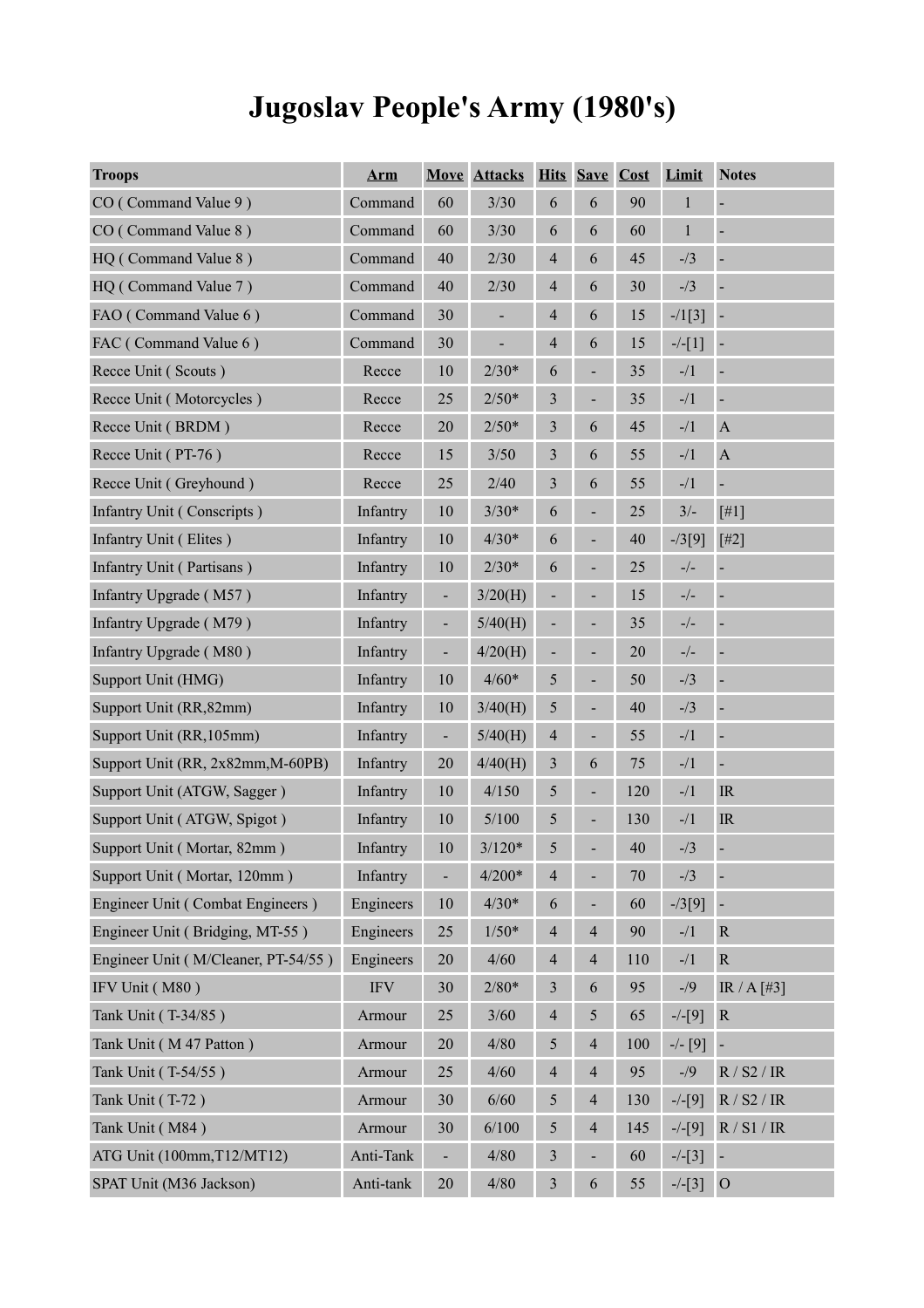# Jugoslav People's Army (1980's)

| Troops | Arm | Move | Attacks | Hits | Save | Cost | Limit | Notes |
|---|---|---|---|---|---|---|---|---|
| CO ( Command Value 9 ) | Command | 60 | 3/30 | 6 | 6 | 90 | 1 | - |
| CO ( Command Value 8 ) | Command | 60 | 3/30 | 6 | 6 | 60 | 1 | - |
| HQ ( Command Value 8 ) | Command | 40 | 2/30 | 4 | 6 | 45 | -/3 | - |
| HQ ( Command Value 7 ) | Command | 40 | 2/30 | 4 | 6 | 30 | -/3 | - |
| FAO ( Command Value 6 ) | Command | 30 | - | 4 | 6 | 15 | -/1[3] | - |
| FAC ( Command Value 6 ) | Command | 30 | - | 4 | 6 | 15 | -/-[1] | - |
| Recce Unit ( Scouts ) | Recce | 10 | 2/30* | 6 | - | 35 | -/1 | - |
| Recce Unit ( Motorcycles ) | Recce | 25 | 2/50* | 3 | - | 35 | -/1 | - |
| Recce Unit ( BRDM ) | Recce | 20 | 2/50* | 3 | 6 | 45 | -/1 | A |
| Recce Unit ( PT-76 ) | Recce | 15 | 3/50 | 3 | 6 | 55 | -/1 | A |
| Recce Unit ( Greyhound ) | Recce | 25 | 2/40 | 3 | 6 | 55 | -/1 | - |
| Infantry Unit ( Conscripts ) | Infantry | 10 | 3/30* | 6 | - | 25 | 3/- | [#1] |
| Infantry Unit ( Elites ) | Infantry | 10 | 4/30* | 6 | - | 40 | -/3[9] | [#2] |
| Infantry Unit ( Partisans ) | Infantry | 10 | 2/30* | 6 | - | 25 | -/- | - |
| Infantry Upgrade ( M57 ) | Infantry | - | 3/20(H) | - | - | 15 | -/- | - |
| Infantry Upgrade ( M79 ) | Infantry | - | 5/40(H) | - | - | 35 | -/- | - |
| Infantry Upgrade ( M80 ) | Infantry | - | 4/20(H) | - | - | 20 | -/- | - |
| Support Unit (HMG) | Infantry | 10 | 4/60* | 5 | - | 50 | -/3 | - |
| Support Unit (RR,82mm) | Infantry | 10 | 3/40(H) | 5 | - | 40 | -/3 | - |
| Support Unit (RR,105mm) | Infantry | - | 5/40(H) | 4 | - | 55 | -/1 | - |
| Support Unit (RR, 2x82mm,M-60PB) | Infantry | 20 | 4/40(H) | 3 | 6 | 75 | -/1 | - |
| Support Unit (ATGW, Sagger ) | Infantry | 10 | 4/150 | 5 | - | 120 | -/1 | IR |
| Support Unit ( ATGW, Spigot ) | Infantry | 10 | 5/100 | 5 | - | 130 | -/1 | IR |
| Support Unit ( Mortar, 82mm ) | Infantry | 10 | 3/120* | 5 | - | 40 | -/3 | - |
| Support Unit ( Mortar, 120mm ) | Infantry | - | 4/200* | 4 | - | 70 | -/3 | - |
| Engineer Unit ( Combat Engineers ) | Engineers | 10 | 4/30* | 6 | - | 60 | -/3[9] | - |
| Engineer Unit ( Bridging, MT-55 ) | Engineers | 25 | 1/50* | 4 | 4 | 90 | -/1 | R |
| Engineer Unit ( M/Cleaner, PT-54/55 ) | Engineers | 20 | 4/60 | 4 | 4 | 110 | -/1 | R |
| IFV Unit ( M80 ) | IFV | 30 | 2/80* | 3 | 6 | 95 | -/9 | IR / A [#3] |
| Tank Unit ( T-34/85 ) | Armour | 25 | 3/60 | 4 | 5 | 65 | -/-[9] | R |
| Tank Unit ( M 47 Patton ) | Armour | 20 | 4/80 | 5 | 4 | 100 | -/- [9] | - |
| Tank Unit ( T-54/55 ) | Armour | 25 | 4/60 | 4 | 4 | 95 | -/9 | R / S2 / IR |
| Tank Unit ( T-72 ) | Armour | 30 | 6/60 | 5 | 4 | 130 | -/-[9] | R / S2 / IR |
| Tank Unit ( M84 ) | Armour | 30 | 6/100 | 5 | 4 | 145 | -/-[9] | R / S1 / IR |
| ATG Unit (100mm,T12/MT12) | Anti-Tank | - | 4/80 | 3 | - | 60 | -/-[3] | - |
| SPAT Unit (M36 Jackson) | Anti-tank | 20 | 4/80 | 3 | 6 | 55 | -/-[3] | O |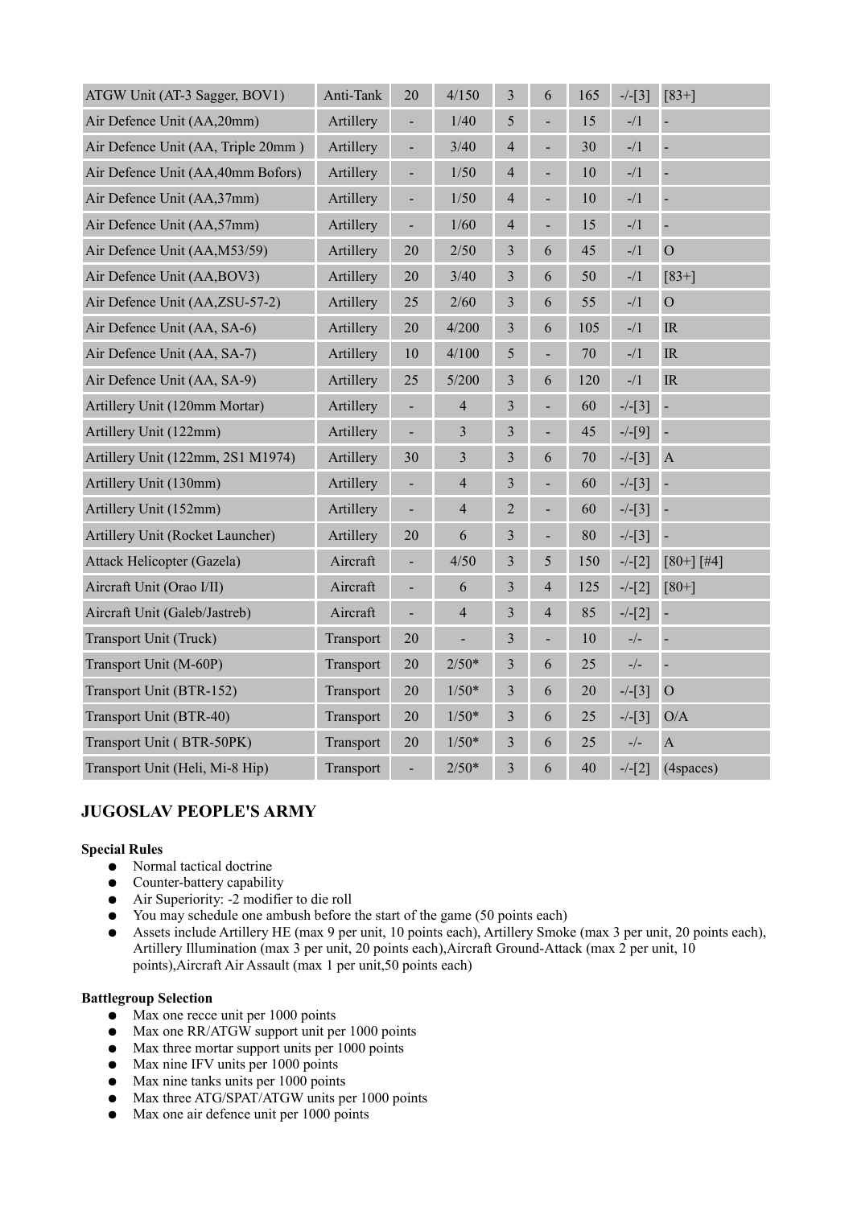| | | | | | | | | |
|---|---|---|---|---|---|---|---|---|
| ATGW Unit (AT-3 Sagger, BOV1) | Anti-Tank | 20 | 4/150 | 3 | 6 | 165 | -/-[3] | [83+] |
| Air Defence Unit (AA,20mm) | Artillery | - | 1/40 | 5 | - | 15 | -/1 | - |
| Air Defence Unit (AA, Triple 20mm ) | Artillery | - | 3/40 | 4 | - | 30 | -/1 | - |
| Air Defence Unit (AA,40mm Bofors) | Artillery | - | 1/50 | 4 | - | 10 | -/1 | - |
| Air Defence Unit (AA,37mm) | Artillery | - | 1/50 | 4 | - | 10 | -/1 | - |
| Air Defence Unit (AA,57mm) | Artillery | - | 1/60 | 4 | - | 15 | -/1 | - |
| Air Defence Unit (AA,M53/59) | Artillery | 20 | 2/50 | 3 | 6 | 45 | -/1 | O |
| Air Defence Unit (AA,BOV3) | Artillery | 20 | 3/40 | 3 | 6 | 50 | -/1 | [83+] |
| Air Defence Unit (AA,ZSU-57-2) | Artillery | 25 | 2/60 | 3 | 6 | 55 | -/1 | O |
| Air Defence Unit (AA, SA-6) | Artillery | 20 | 4/200 | 3 | 6 | 105 | -/1 | IR |
| Air Defence Unit (AA, SA-7) | Artillery | 10 | 4/100 | 5 | - | 70 | -/1 | IR |
| Air Defence Unit (AA, SA-9) | Artillery | 25 | 5/200 | 3 | 6 | 120 | -/1 | IR |
| Artillery Unit (120mm Mortar) | Artillery | - | 4 | 3 | - | 60 | -/-[3] | - |
| Artillery Unit (122mm) | Artillery | - | 3 | 3 | - | 45 | -/-[9] | - |
| Artillery Unit (122mm, 2S1 M1974) | Artillery | 30 | 3 | 3 | 6 | 70 | -/-[3] | A |
| Artillery Unit (130mm) | Artillery | - | 4 | 3 | - | 60 | -/-[3] | - |
| Artillery Unit (152mm) | Artillery | - | 4 | 2 | - | 60 | -/-[3] | - |
| Artillery Unit (Rocket Launcher) | Artillery | 20 | 6 | 3 | - | 80 | -/-[3] | - |
| Attack Helicopter (Gazela) | Aircraft | - | 4/50 | 3 | 5 | 150 | -/-[2] | [80+] [#4] |
| Aircraft Unit (Orao I/II) | Aircraft | - | 6 | 3 | 4 | 125 | -/-[2] | [80+] |
| Aircraft Unit (Galeb/Jastreb) | Aircraft | - | 4 | 3 | 4 | 85 | -/-[2] | - |
| Transport Unit (Truck) | Transport | 20 | - | 3 | - | 10 | -/- | - |
| Transport Unit (M-60P) | Transport | 20 | 2/50* | 3 | 6 | 25 | -/- | - |
| Transport Unit (BTR-152) | Transport | 20 | 1/50* | 3 | 6 | 20 | -/-[3] | O |
| Transport Unit (BTR-40) | Transport | 20 | 1/50* | 3 | 6 | 25 | -/-[3] | O/A |
| Transport Unit ( BTR-50PK) | Transport | 20 | 1/50* | 3 | 6 | 25 | -/- | A |
| Transport Unit (Heli, Mi-8 Hip) | Transport | - | 2/50* | 3 | 6 | 40 | -/-[2] | (4spaces) |

## JUGOSLAV PEOPLE'S ARMY

**Special Rules**

- Normal tactical doctrine
- Counter-battery capability
- Air Superiority: -2 modifier to die roll
- You may schedule one ambush before the start of the game (50 points each)
- Assets include Artillery HE (max 9 per unit, 10 points each), Artillery Smoke (max 3 per unit, 20 points each), Artillery Illumination (max 3 per unit, 20 points each),Aircraft Ground-Attack (max 2 per unit, 10 points),Aircraft Air Assault (max 1 per unit,50 points each)

**Battlegroup Selection**

- Max one recce unit per 1000 points
- Max one RR/ATGW support unit per 1000 points
- Max three mortar support units per 1000 points
- Max nine IFV units per 1000 points
- Max nine tanks units per 1000 points
- Max three ATG/SPAT/ATGW units per 1000 points
- Max one air defence unit per 1000 points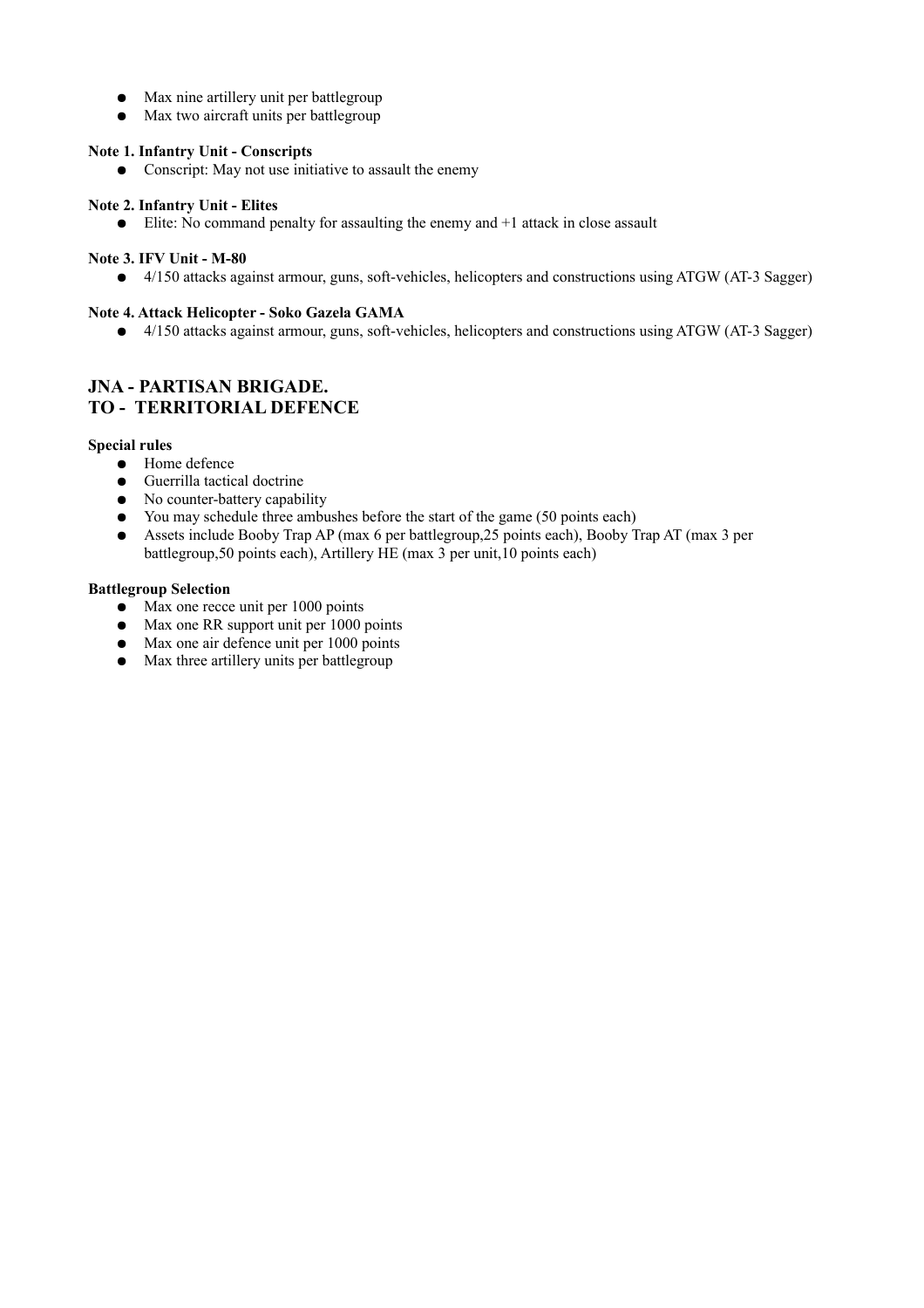- Max nine artillery unit per battlegroup
- Max two aircraft units per battlegroup

**Note 1. Infantry Unit - Conscripts**

- Conscript: May not use initiative to assault the enemy

**Note 2. Infantry Unit - Elites**

- Elite: No command penalty for assaulting the enemy and +1 attack in close assault

**Note 3. IFV Unit - M-80**

- 4/150 attacks against armour, guns, soft-vehicles, helicopters and constructions using ATGW (AT-3 Sagger)

**Note 4. Attack Helicopter - Soko Gazela GAMA**

- 4/150 attacks against armour, guns, soft-vehicles, helicopters and constructions using ATGW (AT-3 Sagger)

## JNA - PARTISAN BRIGADE.
## TO - TERRITORIAL DEFENCE

**Special rules**

- Home defence
- Guerrilla tactical doctrine
- No counter-battery capability
- You may schedule three ambushes before the start of the game (50 points each)
- Assets include Booby Trap AP (max 6 per battlegroup,25 points each), Booby Trap AT (max 3 per battlegroup,50 points each), Artillery HE (max 3 per unit,10 points each)

**Battlegroup Selection**

- Max one recce unit per 1000 points
- Max one RR support unit per 1000 points
- Max one air defence unit per 1000 points
- Max three artillery units per battlegroup